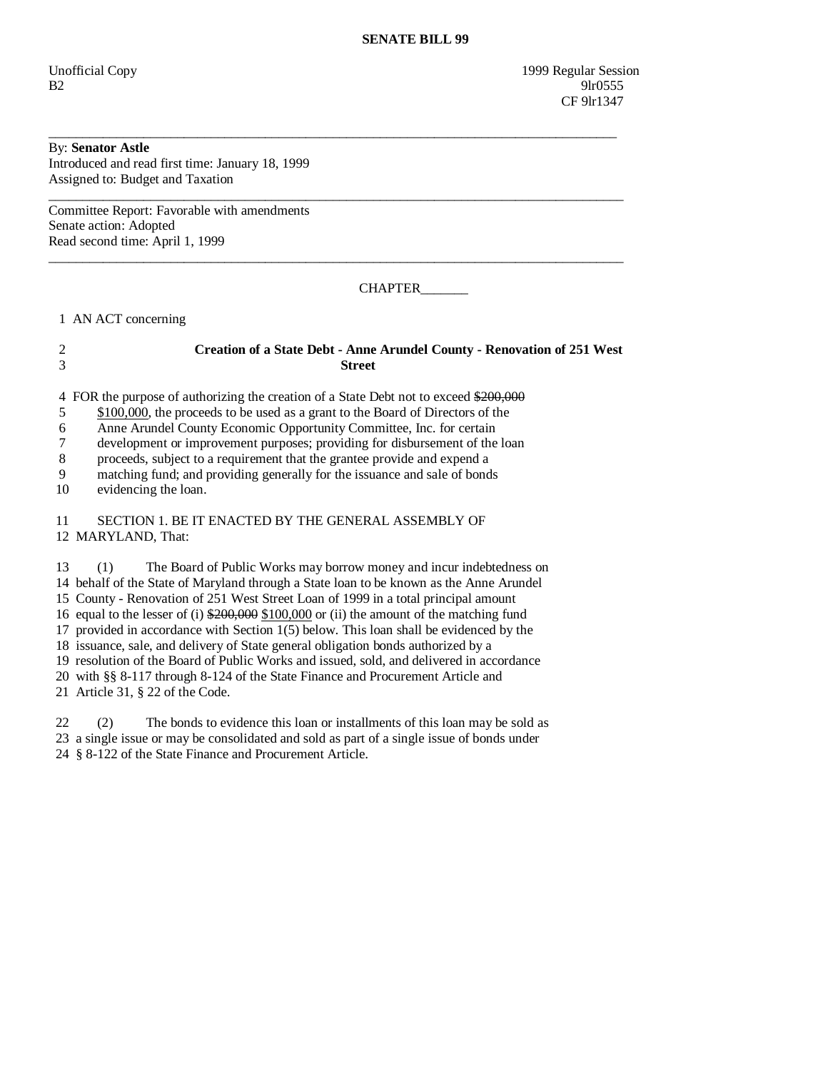**SENATE BILL 99**

Unofficial Copy 1999 Regular Session
B2 9lr0555
CF 9lr1347

---

By: **Senator Astle**
Introduced and read first time: January 18, 1999
Assigned to: Budget and Taxation

---

Committee Report: Favorable with amendments
Senate action: Adopted
Read second time: April 1, 1999

---

CHAPTER_______

1 AN ACT concerning

2 **Creation of a State Debt - Anne Arundel County - Renovation of 251 West**
3 **Street**

4 FOR the purpose of authorizing the creation of a State Debt not to exceed ~~$200,000~~
5 $100,000, the proceeds to be used as a grant to the Board of Directors of the
6 Anne Arundel County Economic Opportunity Committee, Inc. for certain
7 development or improvement purposes; providing for disbursement of the loan
8 proceeds, subject to a requirement that the grantee provide and expend a
9 matching fund; and providing generally for the issuance and sale of bonds
10 evidencing the loan.

11 SECTION 1. BE IT ENACTED BY THE GENERAL ASSEMBLY OF
12 MARYLAND, That:

13 (1) The Board of Public Works may borrow money and incur indebtedness on
14 behalf of the State of Maryland through a State loan to be known as the Anne Arundel
15 County - Renovation of 251 West Street Loan of 1999 in a total principal amount
16 equal to the lesser of (i) ~~$200,000~~ $100,000 or (ii) the amount of the matching fund
17 provided in accordance with Section 1(5) below. This loan shall be evidenced by the
18 issuance, sale, and delivery of State general obligation bonds authorized by a
19 resolution of the Board of Public Works and issued, sold, and delivered in accordance
20 with §§ 8-117 through 8-124 of the State Finance and Procurement Article and
21 Article 31, § 22 of the Code.

22 (2) The bonds to evidence this loan or installments of this loan may be sold as
23 a single issue or may be consolidated and sold as part of a single issue of bonds under
24 § 8-122 of the State Finance and Procurement Article.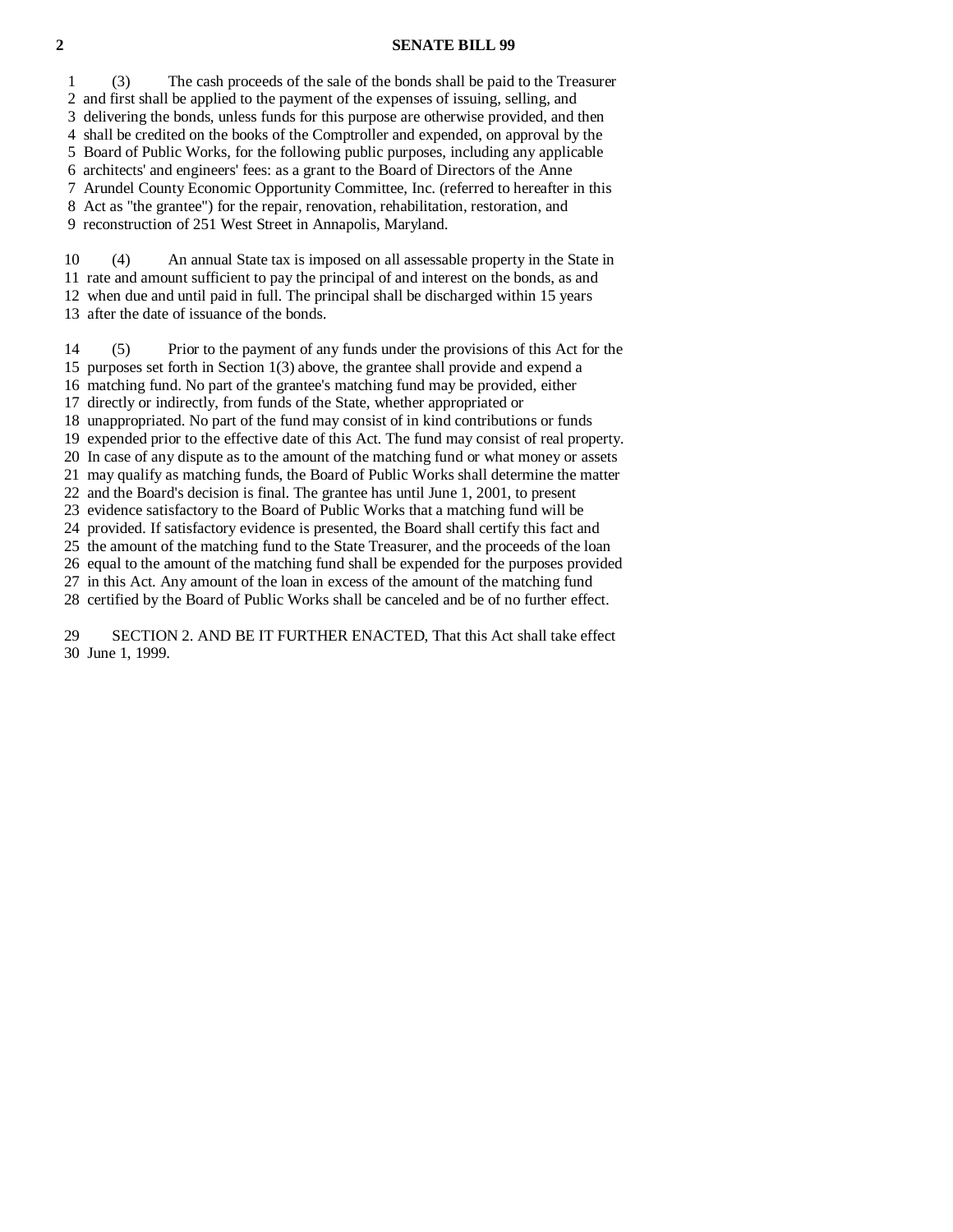(3) The cash proceeds of the sale of the bonds shall be paid to the Treasurer and first shall be applied to the payment of the expenses of issuing, selling, and delivering the bonds, unless funds for this purpose are otherwise provided, and then shall be credited on the books of the Comptroller and expended, on approval by the Board of Public Works, for the following public purposes, including any applicable architects' and engineers' fees: as a grant to the Board of Directors of the Anne Arundel County Economic Opportunity Committee, Inc. (referred to hereafter in this Act as "the grantee") for the repair, renovation, rehabilitation, restoration, and reconstruction of 251 West Street in Annapolis, Maryland.

(4) An annual State tax is imposed on all assessable property in the State in rate and amount sufficient to pay the principal of and interest on the bonds, as and when due and until paid in full. The principal shall be discharged within 15 years after the date of issuance of the bonds.

(5) Prior to the payment of any funds under the provisions of this Act for the purposes set forth in Section 1(3) above, the grantee shall provide and expend a matching fund. No part of the grantee's matching fund may be provided, either directly or indirectly, from funds of the State, whether appropriated or unappropriated. No part of the fund may consist of in kind contributions or funds expended prior to the effective date of this Act. The fund may consist of real property. In case of any dispute as to the amount of the matching fund or what money or assets may qualify as matching funds, the Board of Public Works shall determine the matter and the Board's decision is final. The grantee has until June 1, 2001, to present evidence satisfactory to the Board of Public Works that a matching fund will be provided. If satisfactory evidence is presented, the Board shall certify this fact and the amount of the matching fund to the State Treasurer, and the proceeds of the loan equal to the amount of the matching fund shall be expended for the purposes provided in this Act. Any amount of the loan in excess of the amount of the matching fund certified by the Board of Public Works shall be canceled and be of no further effect.

SECTION 2. AND BE IT FURTHER ENACTED, That this Act shall take effect June 1, 1999.